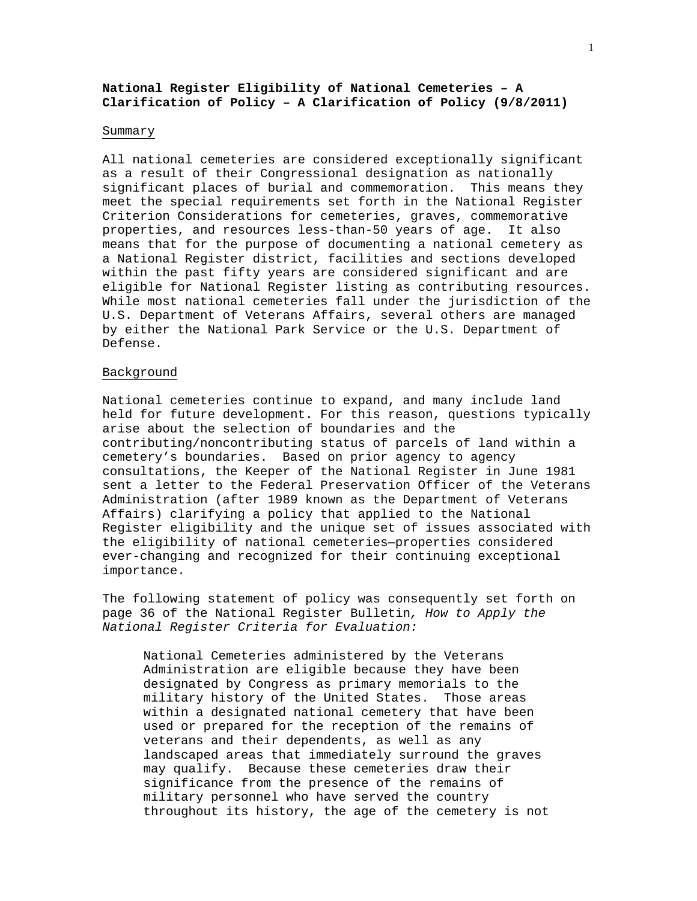**National Register Eligibility of National Cemeteries – A Clarification of Policy – A Clarification of Policy (9/8/2011)**

Summary

All national cemeteries are considered exceptionally significant as a result of their Congressional designation as nationally significant places of burial and commemoration. This means they meet the special requirements set forth in the National Register Criterion Considerations for cemeteries, graves, commemorative properties, and resources less-than-50 years of age. It also means that for the purpose of documenting a national cemetery as a National Register district, facilities and sections developed within the past fifty years are considered significant and are eligible for National Register listing as contributing resources. While most national cemeteries fall under the jurisdiction of the U.S. Department of Veterans Affairs, several others are managed by either the National Park Service or the U.S. Department of Defense.

Background

National cemeteries continue to expand, and many include land held for future development. For this reason, questions typically arise about the selection of boundaries and the contributing/noncontributing status of parcels of land within a cemetery's boundaries. Based on prior agency to agency consultations, the Keeper of the National Register in June 1981 sent a letter to the Federal Preservation Officer of the Veterans Administration (after 1989 known as the Department of Veterans Affairs) clarifying a policy that applied to the National Register eligibility and the unique set of issues associated with the eligibility of national cemeteries—properties considered ever-changing and recognized for their continuing exceptional importance.

The following statement of policy was consequently set forth on page 36 of the National Register Bulletin*, How to Apply the National Register Criteria for Evaluation:*

> National Cemeteries administered by the Veterans Administration are eligible because they have been designated by Congress as primary memorials to the military history of the United States. Those areas within a designated national cemetery that have been used or prepared for the reception of the remains of veterans and their dependents, as well as any landscaped areas that immediately surround the graves may qualify. Because these cemeteries draw their significance from the presence of the remains of military personnel who have served the country throughout its history, the age of the cemetery is not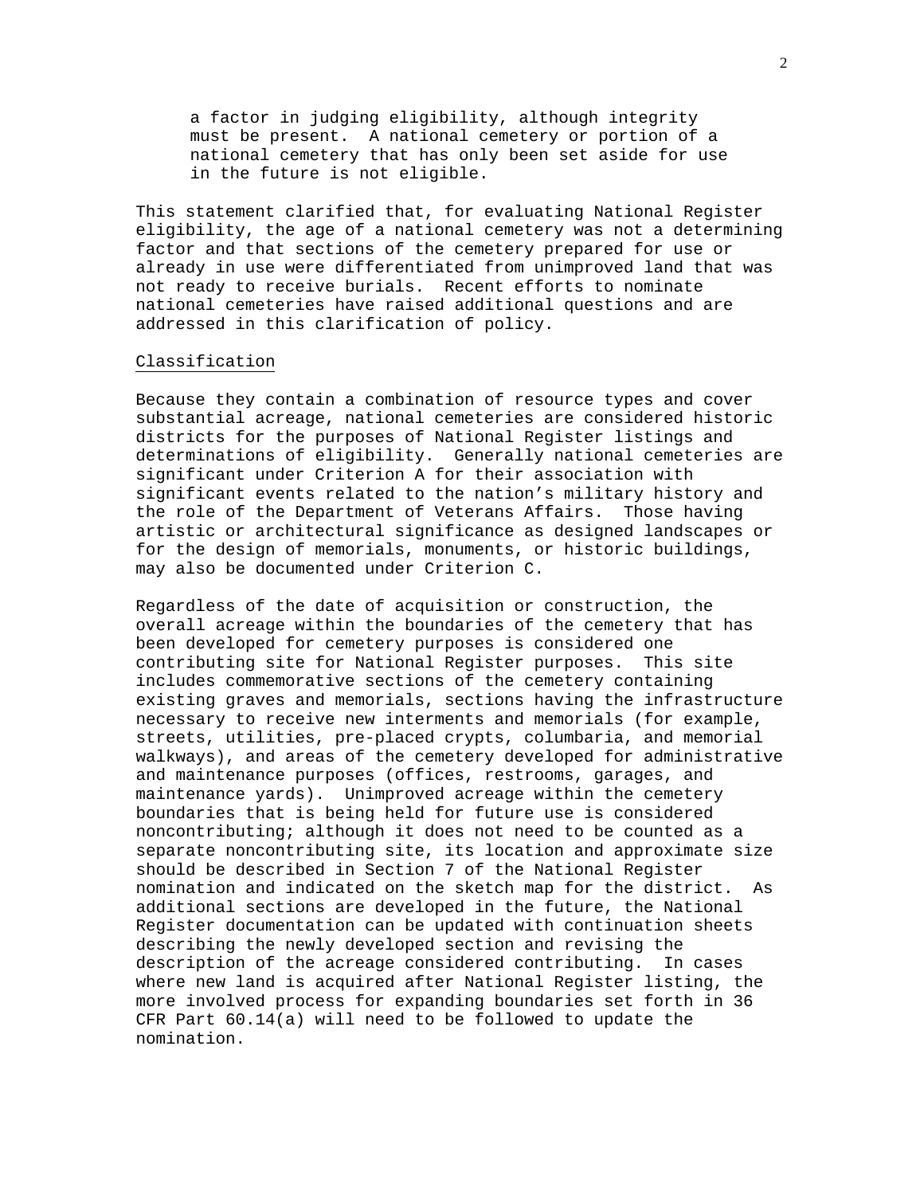> a factor in judging eligibility, although integrity must be present. A national cemetery or portion of a national cemetery that has only been set aside for use in the future is not eligible.

This statement clarified that, for evaluating National Register eligibility, the age of a national cemetery was not a determining factor and that sections of the cemetery prepared for use or already in use were differentiated from unimproved land that was not ready to receive burials. Recent efforts to nominate national cemeteries have raised additional questions and are addressed in this clarification of policy.

## Classification

Because they contain a combination of resource types and cover substantial acreage, national cemeteries are considered historic districts for the purposes of National Register listings and determinations of eligibility. Generally national cemeteries are significant under Criterion A for their association with significant events related to the nation's military history and the role of the Department of Veterans Affairs. Those having artistic or architectural significance as designed landscapes or for the design of memorials, monuments, or historic buildings, may also be documented under Criterion C.

Regardless of the date of acquisition or construction, the overall acreage within the boundaries of the cemetery that has been developed for cemetery purposes is considered one contributing site for National Register purposes. This site includes commemorative sections of the cemetery containing existing graves and memorials, sections having the infrastructure necessary to receive new interments and memorials (for example, streets, utilities, pre-placed crypts, columbaria, and memorial walkways), and areas of the cemetery developed for administrative and maintenance purposes (offices, restrooms, garages, and maintenance yards). Unimproved acreage within the cemetery boundaries that is being held for future use is considered noncontributing; although it does not need to be counted as a separate noncontributing site, its location and approximate size should be described in Section 7 of the National Register nomination and indicated on the sketch map for the district. As additional sections are developed in the future, the National Register documentation can be updated with continuation sheets describing the newly developed section and revising the description of the acreage considered contributing. In cases where new land is acquired after National Register listing, the more involved process for expanding boundaries set forth in 36 CFR Part 60.14(a) will need to be followed to update the nomination.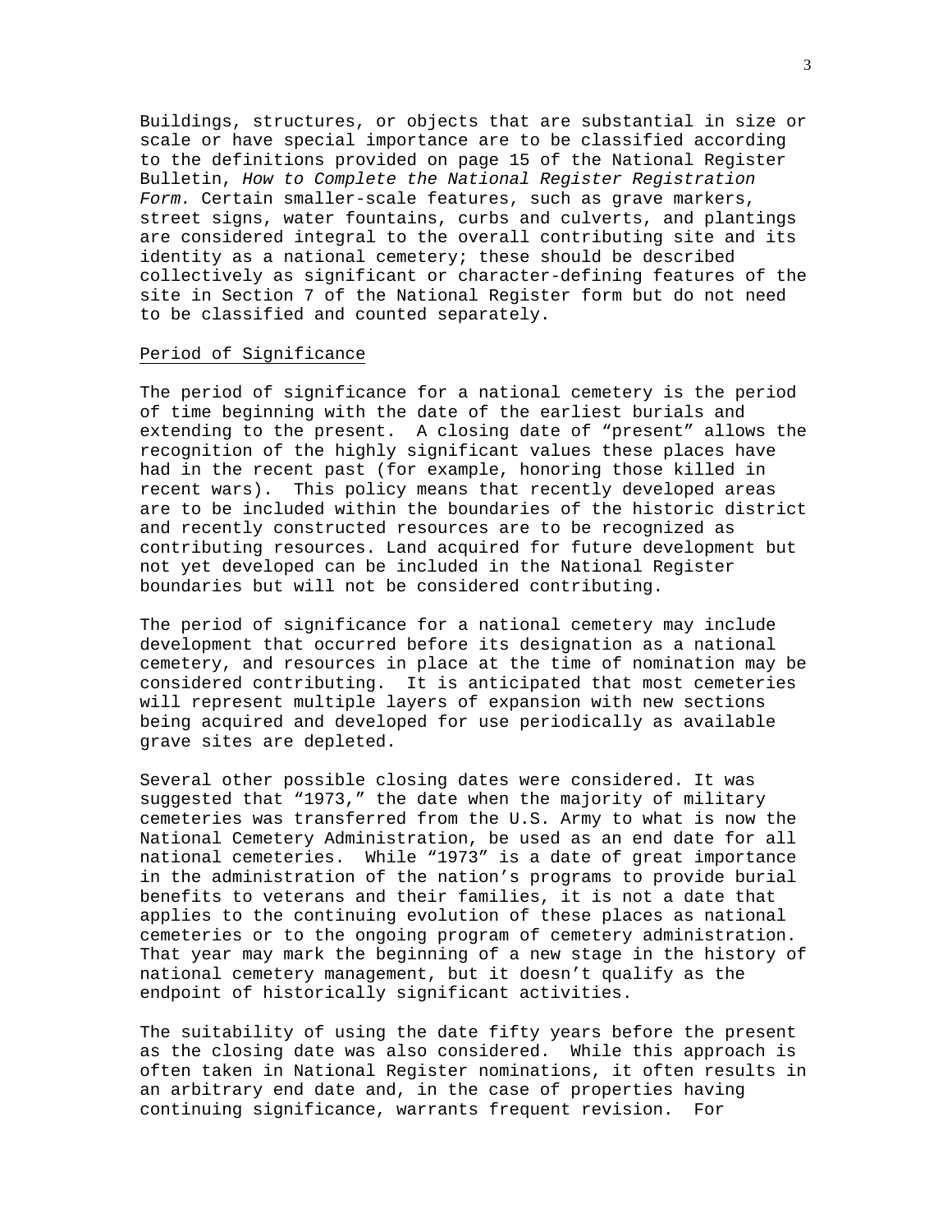Buildings, structures, or objects that are substantial in size or scale or have special importance are to be classified according to the definitions provided on page 15 of the National Register Bulletin, *How to Complete the National Register Registration Form.* Certain smaller-scale features, such as grave markers, street signs, water fountains, curbs and culverts, and plantings are considered integral to the overall contributing site and its identity as a national cemetery; these should be described collectively as significant or character-defining features of the site in Section 7 of the National Register form but do not need to be classified and counted separately.

## Period of Significance

The period of significance for a national cemetery is the period of time beginning with the date of the earliest burials and extending to the present. A closing date of "present" allows the recognition of the highly significant values these places have had in the recent past (for example, honoring those killed in recent wars). This policy means that recently developed areas are to be included within the boundaries of the historic district and recently constructed resources are to be recognized as contributing resources. Land acquired for future development but not yet developed can be included in the National Register boundaries but will not be considered contributing.

The period of significance for a national cemetery may include development that occurred before its designation as a national cemetery, and resources in place at the time of nomination may be considered contributing. It is anticipated that most cemeteries will represent multiple layers of expansion with new sections being acquired and developed for use periodically as available grave sites are depleted.

Several other possible closing dates were considered. It was suggested that "1973," the date when the majority of military cemeteries was transferred from the U.S. Army to what is now the National Cemetery Administration, be used as an end date for all national cemeteries. While "1973" is a date of great importance in the administration of the nation's programs to provide burial benefits to veterans and their families, it is not a date that applies to the continuing evolution of these places as national cemeteries or to the ongoing program of cemetery administration. That year may mark the beginning of a new stage in the history of national cemetery management, but it doesn't qualify as the endpoint of historically significant activities.

The suitability of using the date fifty years before the present as the closing date was also considered. While this approach is often taken in National Register nominations, it often results in an arbitrary end date and, in the case of properties having continuing significance, warrants frequent revision. For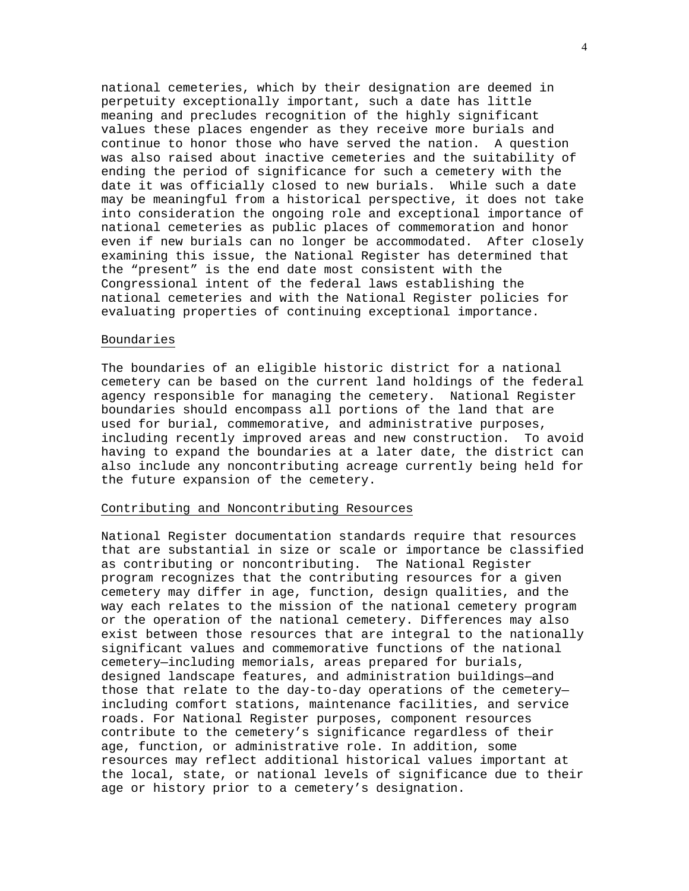national cemeteries, which by their designation are deemed in perpetuity exceptionally important, such a date has little meaning and precludes recognition of the highly significant values these places engender as they receive more burials and continue to honor those who have served the nation. A question was also raised about inactive cemeteries and the suitability of ending the period of significance for such a cemetery with the date it was officially closed to new burials. While such a date may be meaningful from a historical perspective, it does not take into consideration the ongoing role and exceptional importance of national cemeteries as public places of commemoration and honor even if new burials can no longer be accommodated. After closely examining this issue, the National Register has determined that the "present" is the end date most consistent with the Congressional intent of the federal laws establishing the national cemeteries and with the National Register policies for evaluating properties of continuing exceptional importance.

## Boundaries

The boundaries of an eligible historic district for a national cemetery can be based on the current land holdings of the federal agency responsible for managing the cemetery. National Register boundaries should encompass all portions of the land that are used for burial, commemorative, and administrative purposes, including recently improved areas and new construction. To avoid having to expand the boundaries at a later date, the district can also include any noncontributing acreage currently being held for the future expansion of the cemetery.

## Contributing and Noncontributing Resources

National Register documentation standards require that resources that are substantial in size or scale or importance be classified as contributing or noncontributing. The National Register program recognizes that the contributing resources for a given cemetery may differ in age, function, design qualities, and the way each relates to the mission of the national cemetery program or the operation of the national cemetery. Differences may also exist between those resources that are integral to the nationally significant values and commemorative functions of the national cemetery—including memorials, areas prepared for burials, designed landscape features, and administration buildings—and those that relate to the day-to-day operations of the cemetery—including comfort stations, maintenance facilities, and service roads. For National Register purposes, component resources contribute to the cemetery's significance regardless of their age, function, or administrative role. In addition, some resources may reflect additional historical values important at the local, state, or national levels of significance due to their age or history prior to a cemetery's designation.